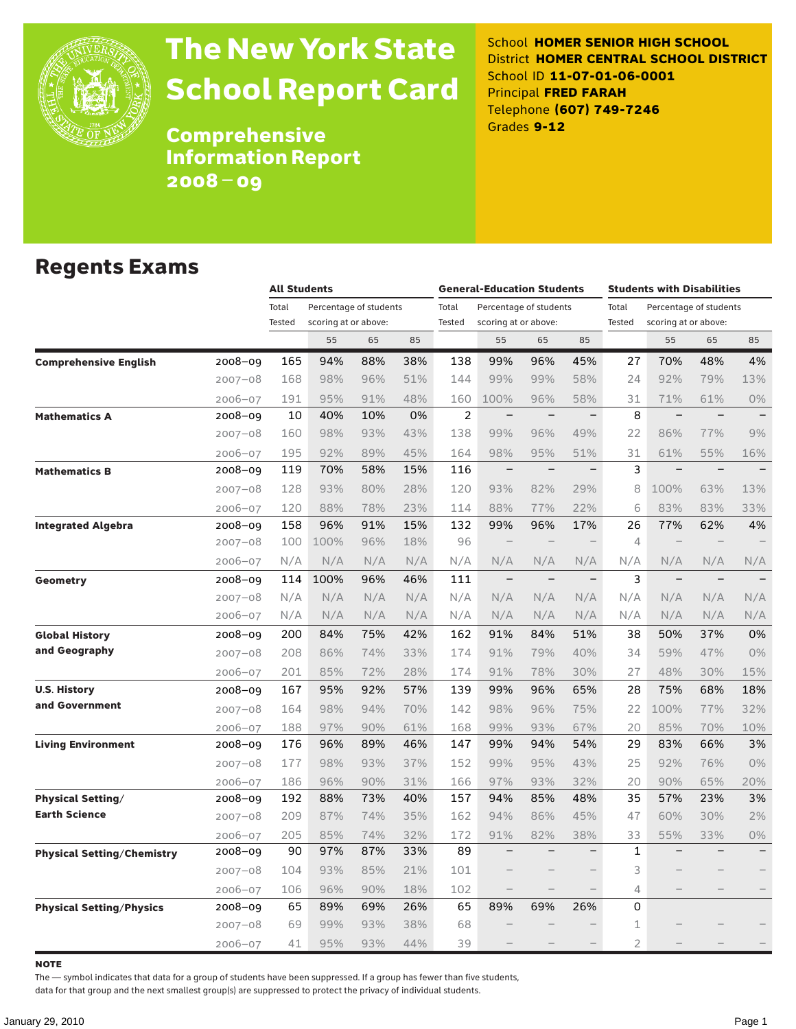# The New York State School Report Card

## Comprehensive Information Report 2008 – 09

School **HOMER SENIOR HIGH SCHOOL**
District **HOMER CENTRAL SCHOOL DISTRICT**
School ID **11-07-01-06-0001**
Principal **FRED FARAH**
Telephone **(607) 749-7246**
Grades **9-12**

## Regents Exams

| | | All Students | | | | General-Education Students | | | | Students with Disabilities | | | |
|---|---|---|---|---|---|---|---|---|---|---|---|---|---|
| | | Total Tested | Percentage of students scoring at or above: | | | Total Tested | Percentage of students scoring at or above: | | | Total Tested | Percentage of students scoring at or above: | | |
| | | | 55 | 65 | 85 | | 55 | 65 | 85 | | 55 | 65 | 85 |
| **Comprehensive English** | 2008–09 | 165 | 94% | 88% | 38% | 138 | 99% | 96% | 45% | 27 | 70% | 48% | 4% |
| | 2007–08 | 168 | 98% | 96% | 51% | 144 | 99% | 99% | 58% | 24 | 92% | 79% | 13% |
| | 2006–07 | 191 | 95% | 91% | 48% | 160 | 100% | 96% | 58% | 31 | 71% | 61% | 0% |
| **Mathematics A** | 2008–09 | 10 | 40% | 10% | 0% | 2 | – | – | – | 8 | – | – | – |
| | 2007–08 | 160 | 98% | 93% | 43% | 138 | 99% | 96% | 49% | 22 | 86% | 77% | 9% |
| | 2006–07 | 195 | 92% | 89% | 45% | 164 | 98% | 95% | 51% | 31 | 61% | 55% | 16% |
| **Mathematics B** | 2008–09 | 119 | 70% | 58% | 15% | 116 | – | – | – | 3 | – | – | – |
| | 2007–08 | 128 | 93% | 80% | 28% | 120 | 93% | 82% | 29% | 8 | 100% | 63% | 13% |
| | 2006–07 | 120 | 88% | 78% | 23% | 114 | 88% | 77% | 22% | 6 | 83% | 83% | 33% |
| **Integrated Algebra** | 2008–09 | 158 | 96% | 91% | 15% | 132 | 99% | 96% | 17% | 26 | 77% | 62% | 4% |
| | 2007–08 | 100 | 100% | 96% | 18% | 96 | – | – | – | 4 | – | – | – |
| | 2006–07 | N/A | N/A | N/A | N/A | N/A | N/A | N/A | N/A | N/A | N/A | N/A | N/A |
| **Geometry** | 2008–09 | 114 | 100% | 96% | 46% | 111 | – | – | – | 3 | – | – | – |
| | 2007–08 | N/A | N/A | N/A | N/A | N/A | N/A | N/A | N/A | N/A | N/A | N/A | N/A |
| | 2006–07 | N/A | N/A | N/A | N/A | N/A | N/A | N/A | N/A | N/A | N/A | N/A | N/A |
| **Global History and Geography** | 2008–09 | 200 | 84% | 75% | 42% | 162 | 91% | 84% | 51% | 38 | 50% | 37% | 0% |
| | 2007–08 | 208 | 86% | 74% | 33% | 174 | 91% | 79% | 40% | 34 | 59% | 47% | 0% |
| | 2006–07 | 201 | 85% | 72% | 28% | 174 | 91% | 78% | 30% | 27 | 48% | 30% | 15% |
| **U.S. History and Government** | 2008–09 | 167 | 95% | 92% | 57% | 139 | 99% | 96% | 65% | 28 | 75% | 68% | 18% |
| | 2007–08 | 164 | 98% | 94% | 70% | 142 | 98% | 96% | 75% | 22 | 100% | 77% | 32% |
| | 2006–07 | 188 | 97% | 90% | 61% | 168 | 99% | 93% | 67% | 20 | 85% | 70% | 10% |
| **Living Environment** | 2008–09 | 176 | 96% | 89% | 46% | 147 | 99% | 94% | 54% | 29 | 83% | 66% | 3% |
| | 2007–08 | 177 | 98% | 93% | 37% | 152 | 99% | 95% | 43% | 25 | 92% | 76% | 0% |
| | 2006–07 | 186 | 96% | 90% | 31% | 166 | 97% | 93% | 32% | 20 | 90% | 65% | 20% |
| **Physical Setting/ Earth Science** | 2008–09 | 192 | 88% | 73% | 40% | 157 | 94% | 85% | 48% | 35 | 57% | 23% | 3% |
| | 2007–08 | 209 | 87% | 74% | 35% | 162 | 94% | 86% | 45% | 47 | 60% | 30% | 2% |
| | 2006–07 | 205 | 85% | 74% | 32% | 172 | 91% | 82% | 38% | 33 | 55% | 33% | 0% |
| **Physical Setting/Chemistry** | 2008–09 | 90 | 97% | 87% | 33% | 89 | – | – | – | 1 | – | – | – |
| | 2007–08 | 104 | 93% | 85% | 21% | 101 | – | – | – | 3 | – | – | – |
| | 2006–07 | 106 | 96% | 90% | 18% | 102 | – | – | – | 4 | – | – | – |
| **Physical Setting/Physics** | 2008–09 | 65 | 89% | 69% | 26% | 65 | 89% | 69% | 26% | 0 | | | |
| | 2007–08 | 69 | 99% | 93% | 38% | 68 | – | – | – | 1 | – | – | – |
| | 2006–07 | 41 | 95% | 93% | 44% | 39 | – | – | – | 2 | – | – | – |

**NOTE**

The — symbol indicates that data for a group of students have been suppressed. If a group has fewer than five students, data for that group and the next smallest group(s) are suppressed to protect the privacy of individual students.

January 29, 2010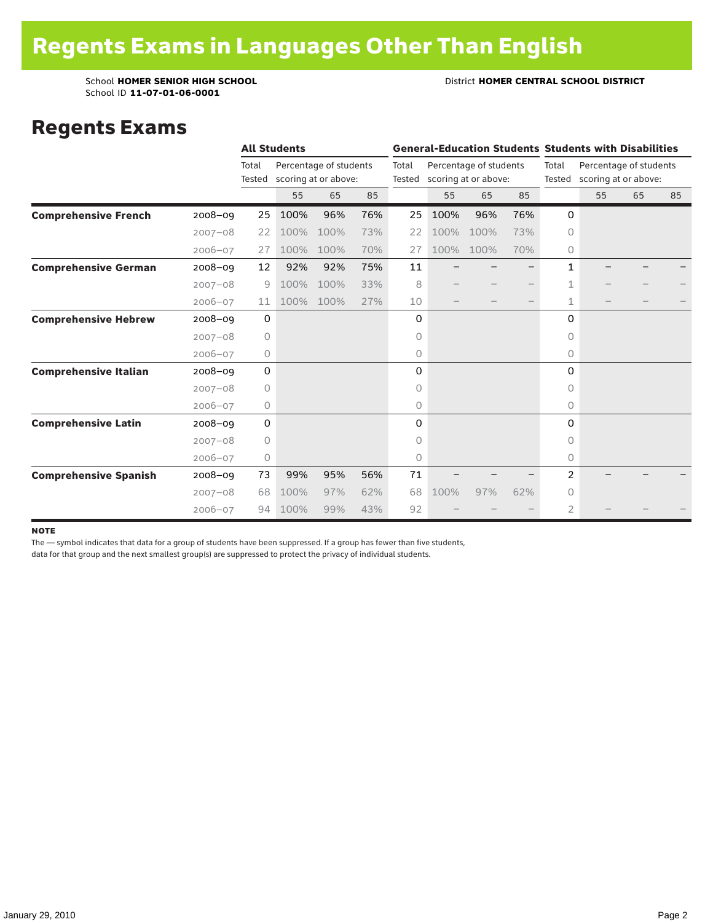# Regents Exams in Languages Other Than English

School **HOMER SENIOR HIGH SCHOOL**
School ID **11-07-01-06-0001**

District **HOMER CENTRAL SCHOOL DISTRICT**

## Regents Exams

| | | All Students | | | | General-Education Students | | | | Students with Disabilities | | | |
|---|---|---|---|---|---|---|---|---|---|---|---|---|---|
| | | Total Tested | Percentage of students scoring at or above: | | | Total Tested | Percentage of students scoring at or above: | | | Total Tested | Percentage of students scoring at or above: | | |
| | | | 55 | 65 | 85 | | 55 | 65 | 85 | | 55 | 65 | 85 |
| **Comprehensive French** | 2008–09 | 25 | 100% | 96% | 76% | 25 | 100% | 96% | 76% | 0 | | | |
| | 2007–08 | 22 | 100% | 100% | 73% | 22 | 100% | 100% | 73% | 0 | | | |
| | 2006–07 | 27 | 100% | 100% | 70% | 27 | 100% | 100% | 70% | 0 | | | |
| **Comprehensive German** | 2008–09 | 12 | 92% | 92% | 75% | 11 | – | – | – | 1 | – | – | – |
| | 2007–08 | 9 | 100% | 100% | 33% | 8 | – | – | – | 1 | – | – | – |
| | 2006–07 | 11 | 100% | 100% | 27% | 10 | – | – | – | 1 | – | – | – |
| **Comprehensive Hebrew** | 2008–09 | 0 | | | | 0 | | | | 0 | | | |
| | 2007–08 | 0 | | | | 0 | | | | 0 | | | |
| | 2006–07 | 0 | | | | 0 | | | | 0 | | | |
| **Comprehensive Italian** | 2008–09 | 0 | | | | 0 | | | | 0 | | | |
| | 2007–08 | 0 | | | | 0 | | | | 0 | | | |
| | 2006–07 | 0 | | | | 0 | | | | 0 | | | |
| **Comprehensive Latin** | 2008–09 | 0 | | | | 0 | | | | 0 | | | |
| | 2007–08 | 0 | | | | 0 | | | | 0 | | | |
| | 2006–07 | 0 | | | | 0 | | | | 0 | | | |
| **Comprehensive Spanish** | 2008–09 | 73 | 99% | 95% | 56% | 71 | – | – | – | 2 | – | – | – |
| | 2007–08 | 68 | 100% | 97% | 62% | 68 | 100% | 97% | 62% | 0 | | | |
| | 2006–07 | 94 | 100% | 99% | 43% | 92 | – | – | – | 2 | – | – | – |

**NOTE**

The — symbol indicates that data for a group of students have been suppressed. If a group has fewer than five students, data for that group and the next smallest group(s) are suppressed to protect the privacy of individual students.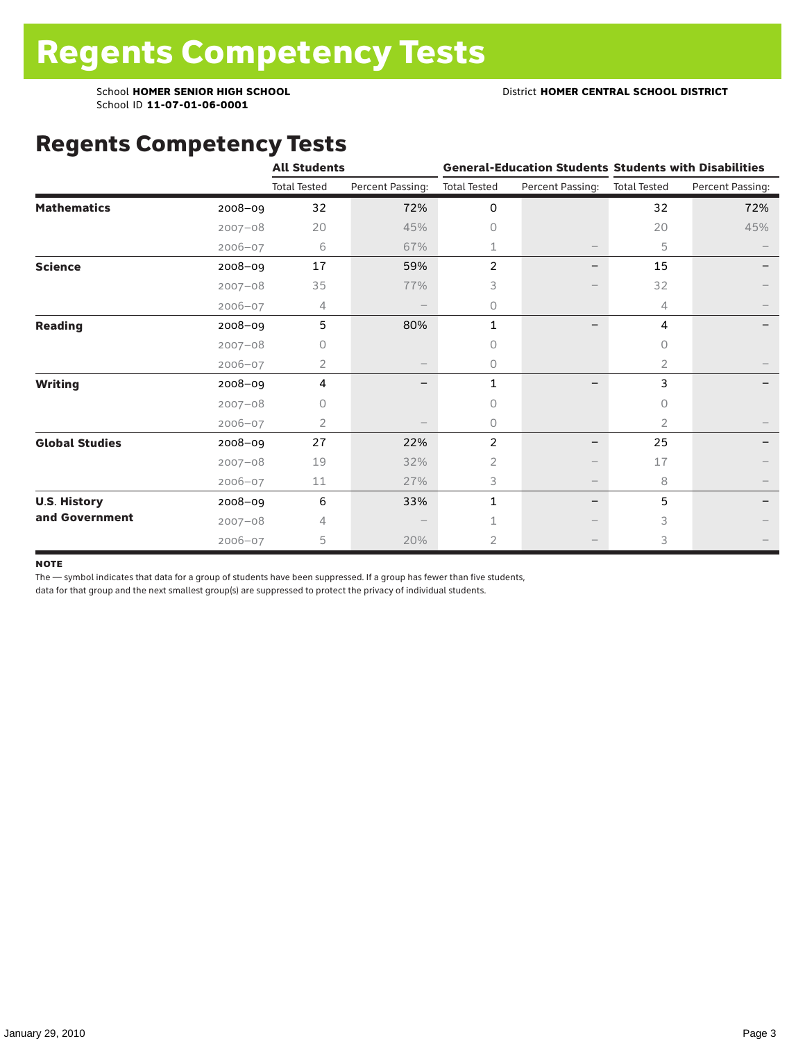# Regents Competency Tests

School **HOMER SENIOR HIGH SCHOOL**
School ID **11-07-01-06-0001**

District **HOMER CENTRAL SCHOOL DISTRICT**

## Regents Competency Tests

| | | All Students | | General-Education Students | | Students with Disabilities | |
|---|---|---|---|---|---|---|---|
| | | Total Tested | Percent Passing: | Total Tested | Percent Passing: | Total Tested | Percent Passing: |
| **Mathematics** | 2008–09 | 32 | 72% | 0 | | 32 | 72% |
| | 2007–08 | 20 | 45% | 0 | | 20 | 45% |
| | 2006–07 | 6 | 67% | 1 | – | 5 | – |
| **Science** | 2008–09 | 17 | 59% | 2 | – | 15 | – |
| | 2007–08 | 35 | 77% | 3 | – | 32 | – |
| | 2006–07 | 4 | – | 0 | | 4 | – |
| **Reading** | 2008–09 | 5 | 80% | 1 | – | 4 | – |
| | 2007–08 | 0 | | 0 | | 0 | |
| | 2006–07 | 2 | – | 0 | | 2 | – |
| **Writing** | 2008–09 | 4 | – | 1 | – | 3 | – |
| | 2007–08 | 0 | | 0 | | 0 | |
| | 2006–07 | 2 | – | 0 | | 2 | – |
| **Global Studies** | 2008–09 | 27 | 22% | 2 | – | 25 | – |
| | 2007–08 | 19 | 32% | 2 | – | 17 | – |
| | 2006–07 | 11 | 27% | 3 | – | 8 | – |
| **U.S. History and Government** | 2008–09 | 6 | 33% | 1 | – | 5 | – |
| | 2007–08 | 4 | – | 1 | – | 3 | – |
| | 2006–07 | 5 | 20% | 2 | – | 3 | – |

**NOTE**

The — symbol indicates that data for a group of students have been suppressed. If a group has fewer than five students, data for that group and the next smallest group(s) are suppressed to protect the privacy of individual students.

January 29, 2010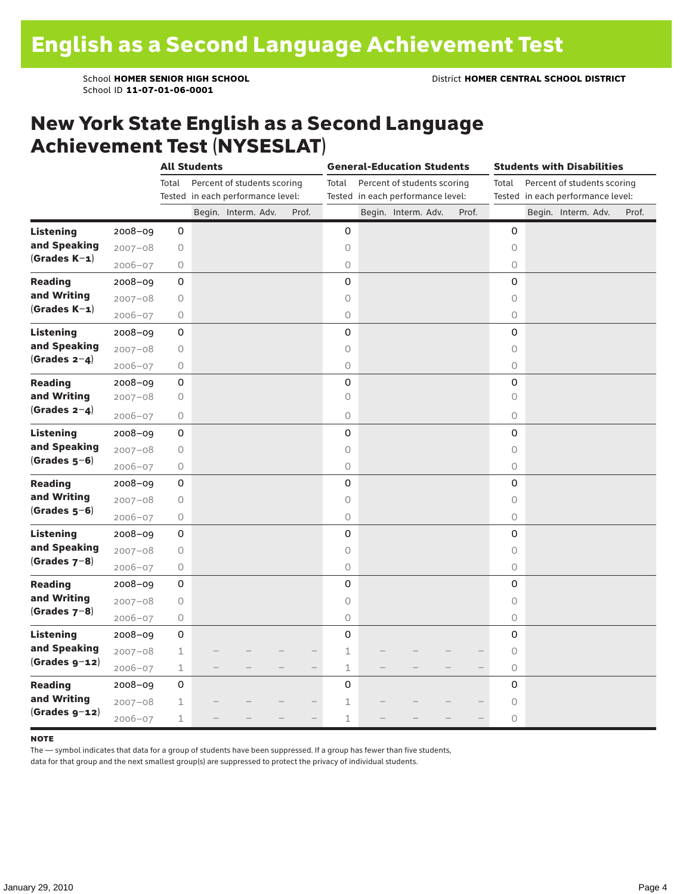# English as a Second Language Achievement Test

School **HOMER SENIOR HIGH SCHOOL**
School ID **11-07-01-06-0001**

District **HOMER CENTRAL SCHOOL DISTRICT**

## New York State English as a Second Language Achievement Test (NYSESLAT)

| | | All Students | | | | | General-Education Students | | | | | Students with Disabilities | | | | |
|---|---|---|---|---|---|---|---|---|---|---|---|---|---|---|---|---|
| | | Total Tested | Percent of students scoring in each performance level: | | | | Total Tested | Percent of students scoring in each performance level: | | | | Total Tested | Percent of students scoring in each performance level: | | | |
| | | | Begin. | Interm. | Adv. | Prof. | | Begin. | Interm. | Adv. | Prof. | | Begin. | Interm. | Adv. | Prof. |
| **Listening and Speaking (Grades K–1)** | 2008–09 | 0 | | | | | 0 | | | | | 0 | | | | |
| | 2007–08 | 0 | | | | | 0 | | | | | 0 | | | | |
| | 2006–07 | 0 | | | | | 0 | | | | | 0 | | | | |
| **Reading and Writing (Grades K–1)** | 2008–09 | 0 | | | | | 0 | | | | | 0 | | | | |
| | 2007–08 | 0 | | | | | 0 | | | | | 0 | | | | |
| | 2006–07 | 0 | | | | | 0 | | | | | 0 | | | | |
| **Listening and Speaking (Grades 2–4)** | 2008–09 | 0 | | | | | 0 | | | | | 0 | | | | |
| | 2007–08 | 0 | | | | | 0 | | | | | 0 | | | | |
| | 2006–07 | 0 | | | | | 0 | | | | | 0 | | | | |
| **Reading and Writing (Grades 2–4)** | 2008–09 | 0 | | | | | 0 | | | | | 0 | | | | |
| | 2007–08 | 0 | | | | | 0 | | | | | 0 | | | | |
| | 2006–07 | 0 | | | | | 0 | | | | | 0 | | | | |
| **Listening and Speaking (Grades 5–6)** | 2008–09 | 0 | | | | | 0 | | | | | 0 | | | | |
| | 2007–08 | 0 | | | | | 0 | | | | | 0 | | | | |
| | 2006–07 | 0 | | | | | 0 | | | | | 0 | | | | |
| **Reading and Writing (Grades 5–6)** | 2008–09 | 0 | | | | | 0 | | | | | 0 | | | | |
| | 2007–08 | 0 | | | | | 0 | | | | | 0 | | | | |
| | 2006–07 | 0 | | | | | 0 | | | | | 0 | | | | |
| **Listening and Speaking (Grades 7–8)** | 2008–09 | 0 | | | | | 0 | | | | | 0 | | | | |
| | 2007–08 | 0 | | | | | 0 | | | | | 0 | | | | |
| | 2006–07 | 0 | | | | | 0 | | | | | 0 | | | | |
| **Reading and Writing (Grades 7–8)** | 2008–09 | 0 | | | | | 0 | | | | | 0 | | | | |
| | 2007–08 | 0 | | | | | 0 | | | | | 0 | | | | |
| | 2006–07 | 0 | | | | | 0 | | | | | 0 | | | | |
| **Listening and Speaking (Grades 9–12)** | 2008–09 | 0 | | | | | 0 | | | | | 0 | | | | |
| | 2007–08 | 1 | – | – | – | – | 1 | – | – | – | – | 0 | | | | |
| | 2006–07 | 1 | – | – | – | – | 1 | – | – | – | – | 0 | | | | |
| **Reading and Writing (Grades 9–12)** | 2008–09 | 0 | | | | | 0 | | | | | 0 | | | | |
| | 2007–08 | 1 | – | – | – | – | 1 | – | – | – | – | 0 | | | | |
| | 2006–07 | 1 | – | – | – | – | 1 | – | – | – | – | 0 | | | | |

**NOTE**

The — symbol indicates that data for a group of students have been suppressed. If a group has fewer than five students, data for that group and the next smallest group(s) are suppressed to protect the privacy of individual students.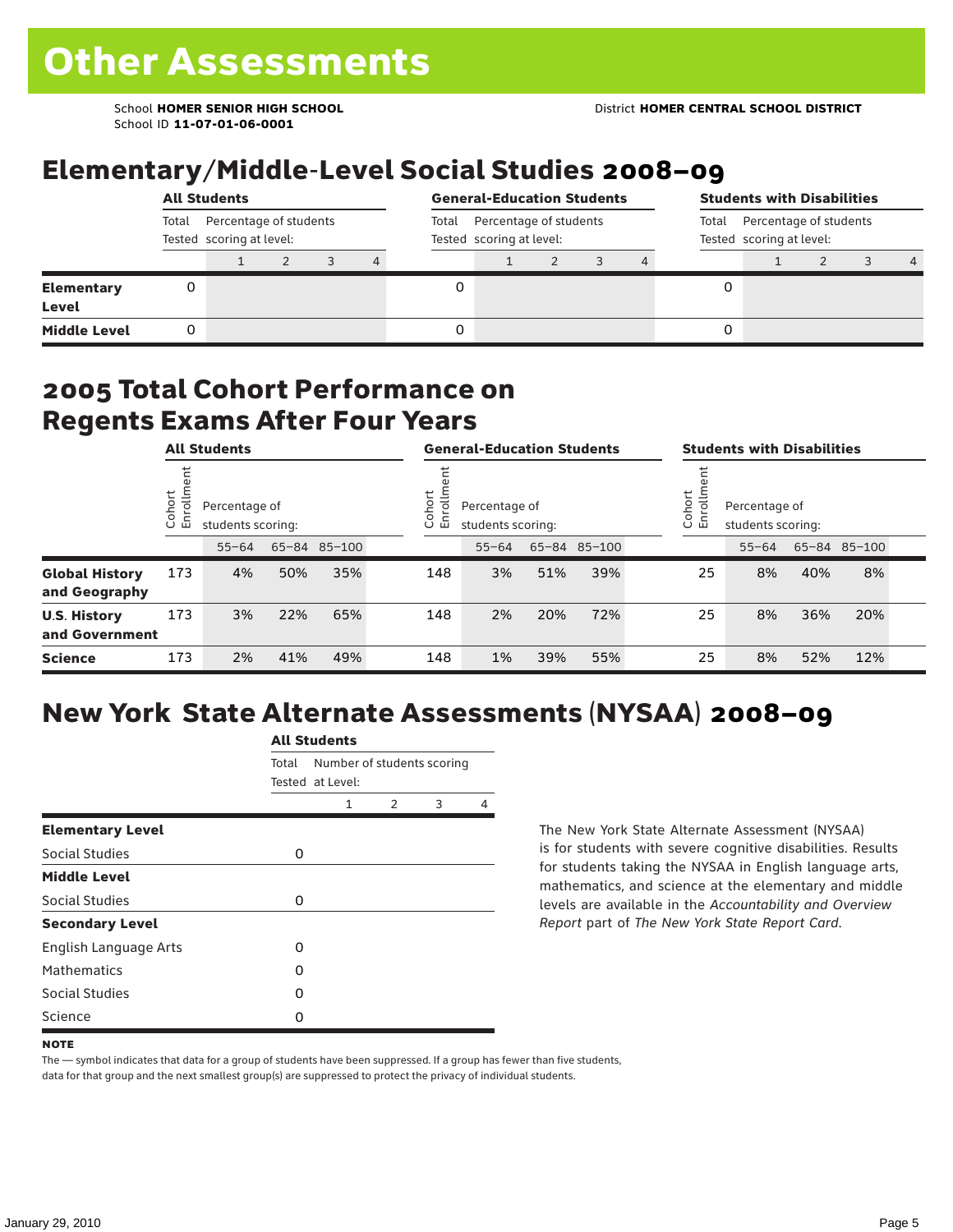# Other Assessments

School **HOMER SENIOR HIGH SCHOOL**
School ID **11-07-01-06-0001**

District **HOMER CENTRAL SCHOOL DISTRICT**

## Elementary/Middle-Level Social Studies 2008–09

| | All Students | | | | | General-Education Students | | | | | Students with Disabilities | | | | |
|---|---|---|---|---|---|---|---|---|---|---|---|---|---|---|---|
| | Total Tested | Percentage of students scoring at level: | | | | Total Tested | Percentage of students scoring at level: | | | | Total Tested | Percentage of students scoring at level: | | | |
| | | 1 | 2 | 3 | 4 | | 1 | 2 | 3 | 4 | | 1 | 2 | 3 | 4 |
| **Elementary Level** | 0 | | | | | 0 | | | | | 0 | | | | |
| **Middle Level** | 0 | | | | | 0 | | | | | 0 | | | | |

## 2005 Total Cohort Performance on Regents Exams After Four Years

| | All Students | | | | General-Education Students | | | | Students with Disabilities | | | |
|---|---|---|---|---|---|---|---|---|---|---|---|---|
| | Cohort Enrollment | Percentage of students scoring: | | | Cohort Enrollment | Percentage of students scoring: | | | Cohort Enrollment | Percentage of students scoring: | | |
| | | 55–64 | 65–84 | 85–100 | | 55–64 | 65–84 | 85–100 | | 55–64 | 65–84 | 85–100 |
| **Global History and Geography** | 173 | 4% | 50% | 35% | 148 | 3% | 51% | 39% | 25 | 8% | 40% | 8% |
| **U.S. History and Government** | 173 | 3% | 22% | 65% | 148 | 2% | 20% | 72% | 25 | 8% | 36% | 20% |
| **Science** | 173 | 2% | 41% | 49% | 148 | 1% | 39% | 55% | 25 | 8% | 52% | 12% |

## New York State Alternate Assessments (NYSAA) 2008–09

| | All Students | | | | |
|---|---|---|---|---|---|
| | Total Tested | Number of students scoring at Level: | | | |
| | | 1 | 2 | 3 | 4 |
| **Elementary Level** | | | | | |
| Social Studies | 0 | | | | |
| **Middle Level** | | | | | |
| Social Studies | 0 | | | | |
| **Secondary Level** | | | | | |
| English Language Arts | 0 | | | | |
| Mathematics | 0 | | | | |
| Social Studies | 0 | | | | |
| Science | 0 | | | | |

The New York State Alternate Assessment (NYSAA) is for students with severe cognitive disabilities. Results for students taking the NYSAA in English language arts, mathematics, and science at the elementary and middle levels are available in the *Accountability and Overview Report* part of *The New York State Report Card*.

**NOTE**

The — symbol indicates that data for a group of students have been suppressed. If a group has fewer than five students, data for that group and the next smallest group(s) are suppressed to protect the privacy of individual students.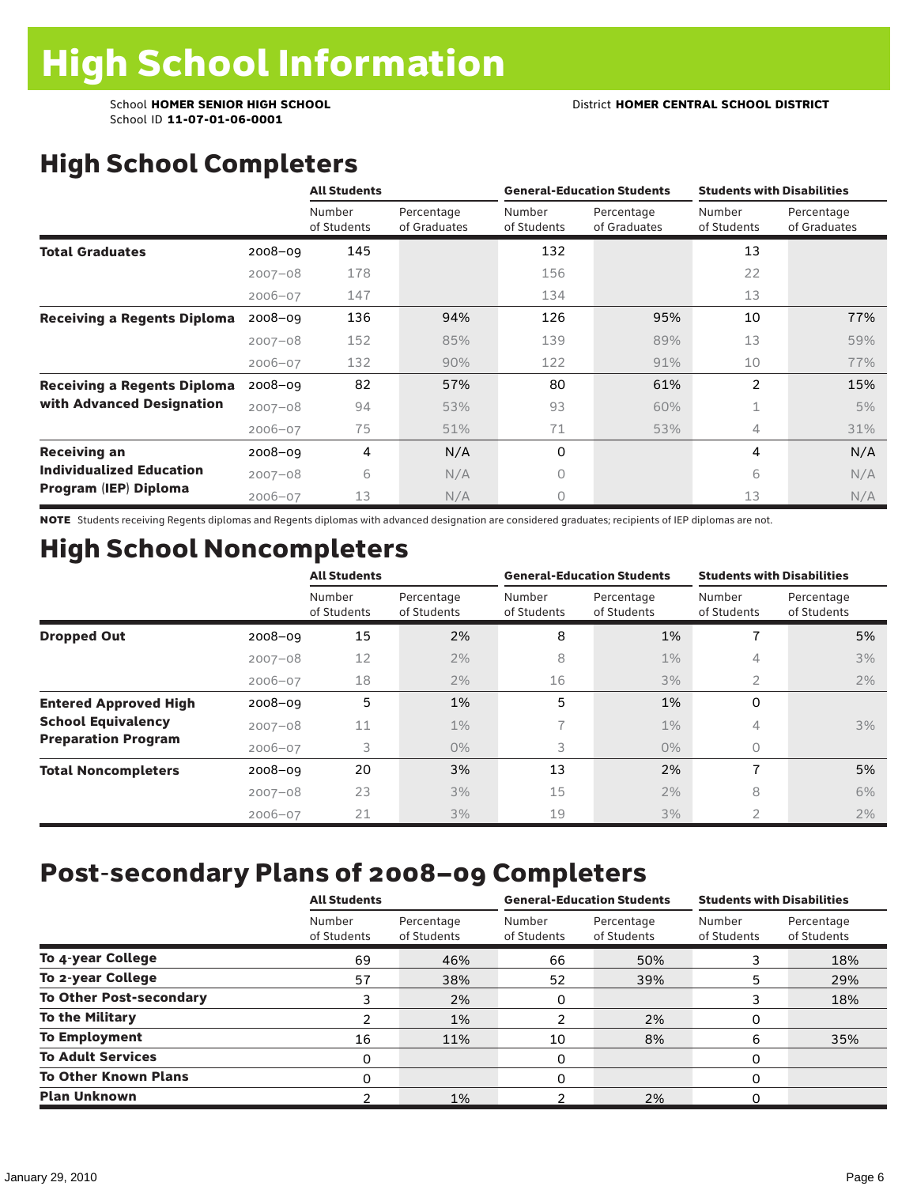# High School Information

School **HOMER SENIOR HIGH SCHOOL**
School ID **11-07-01-06-0001**

District **HOMER CENTRAL SCHOOL DISTRICT**

## High School Completers

| | | All Students | | General-Education Students | | Students with Disabilities | |
|---|---|---|---|---|---|---|---|
| | | Number of Students | Percentage of Graduates | Number of Students | Percentage of Graduates | Number of Students | Percentage of Graduates |
| **Total Graduates** | 2008–09 | 145 | | 132 | | 13 | |
| | 2007–08 | 178 | | 156 | | 22 | |
| | 2006–07 | 147 | | 134 | | 13 | |
| **Receiving a Regents Diploma** | 2008–09 | 136 | 94% | 126 | 95% | 10 | 77% |
| | 2007–08 | 152 | 85% | 139 | 89% | 13 | 59% |
| | 2006–07 | 132 | 90% | 122 | 91% | 10 | 77% |
| **Receiving a Regents Diploma with Advanced Designation** | 2008–09 | 82 | 57% | 80 | 61% | 2 | 15% |
| | 2007–08 | 94 | 53% | 93 | 60% | 1 | 5% |
| | 2006–07 | 75 | 51% | 71 | 53% | 4 | 31% |
| **Receiving an Individualized Education Program (IEP) Diploma** | 2008–09 | 4 | N/A | 0 | | 4 | N/A |
| | 2007–08 | 6 | N/A | 0 | | 6 | N/A |
| | 2006–07 | 13 | N/A | 0 | | 13 | N/A |

**NOTE** Students receiving Regents diplomas and Regents diplomas with advanced designation are considered graduates; recipients of IEP diplomas are not.

## High School Noncompleters

| | | All Students | | General-Education Students | | Students with Disabilities | |
|---|---|---|---|---|---|---|---|
| | | Number of Students | Percentage of Students | Number of Students | Percentage of Students | Number of Students | Percentage of Students |
| **Dropped Out** | 2008–09 | 15 | 2% | 8 | 1% | 7 | 5% |
| | 2007–08 | 12 | 2% | 8 | 1% | 4 | 3% |
| | 2006–07 | 18 | 2% | 16 | 3% | 2 | 2% |
| **Entered Approved High School Equivalency Preparation Program** | 2008–09 | 5 | 1% | 5 | 1% | 0 | |
| | 2007–08 | 11 | 1% | 7 | 1% | 4 | 3% |
| | 2006–07 | 3 | 0% | 3 | 0% | 0 | |
| **Total Noncompleters** | 2008–09 | 20 | 3% | 13 | 2% | 7 | 5% |
| | 2007–08 | 23 | 3% | 15 | 2% | 8 | 6% |
| | 2006–07 | 21 | 3% | 19 | 3% | 2 | 2% |

## Post-secondary Plans of 2008–09 Completers

| | All Students | | General-Education Students | | Students with Disabilities | |
|---|---|---|---|---|---|---|
| | Number of Students | Percentage of Students | Number of Students | Percentage of Students | Number of Students | Percentage of Students |
| **To 4-year College** | 69 | 46% | 66 | 50% | 3 | 18% |
| **To 2-year College** | 57 | 38% | 52 | 39% | 5 | 29% |
| **To Other Post-secondary** | 3 | 2% | 0 | | 3 | 18% |
| **To the Military** | 2 | 1% | 2 | 2% | 0 | |
| **To Employment** | 16 | 11% | 10 | 8% | 6 | 35% |
| **To Adult Services** | 0 | | 0 | | 0 | |
| **To Other Known Plans** | 0 | | 0 | | 0 | |
| **Plan Unknown** | 2 | 1% | 2 | 2% | 0 | |

January 29, 2010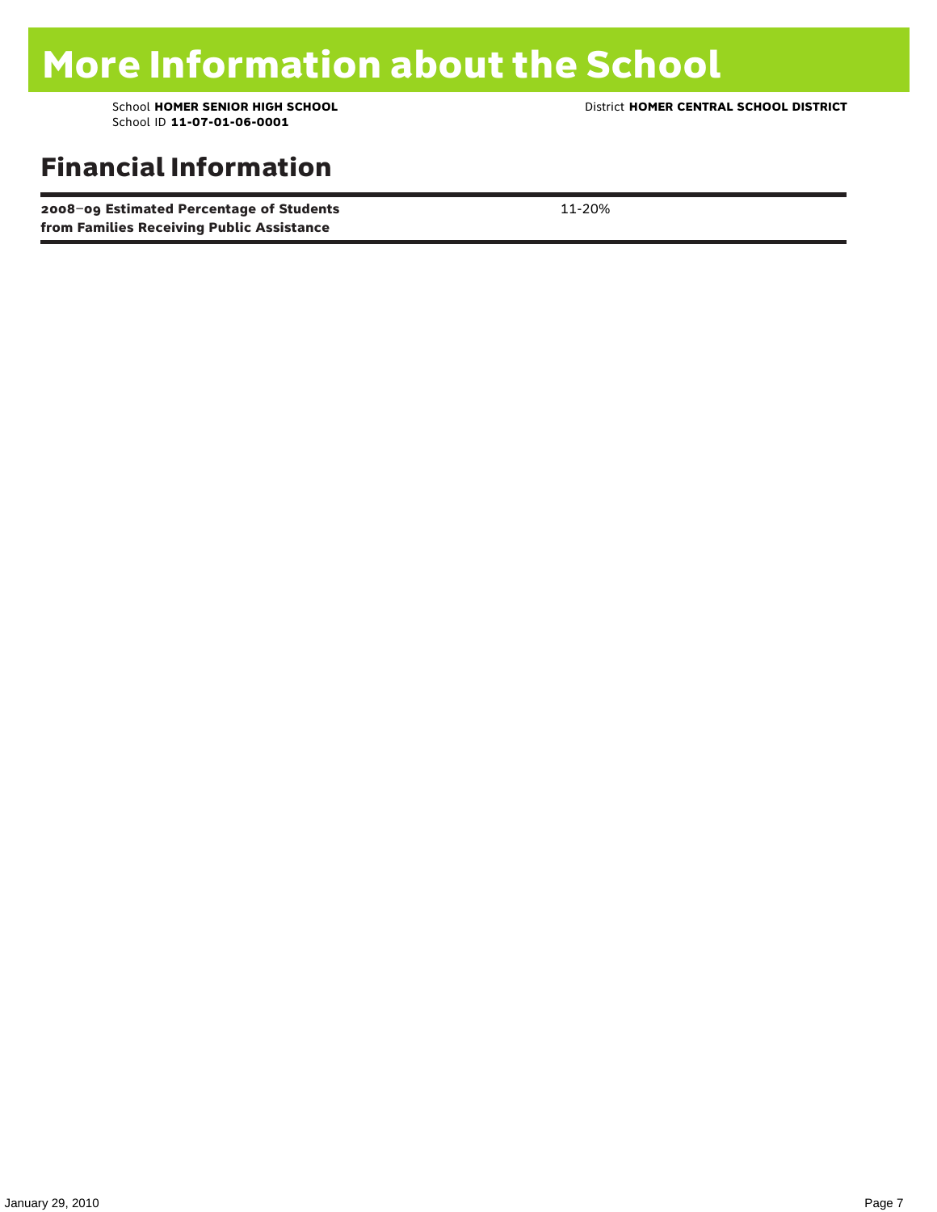# More Information about the School

School **HOMER SENIOR HIGH SCHOOL**
School ID **11-07-01-06-0001**

District **HOMER CENTRAL SCHOOL DISTRICT**

## Financial Information

| | |
|---|---|
| **2008–09 Estimated Percentage of Students from Families Receiving Public Assistance** | 11-20% |